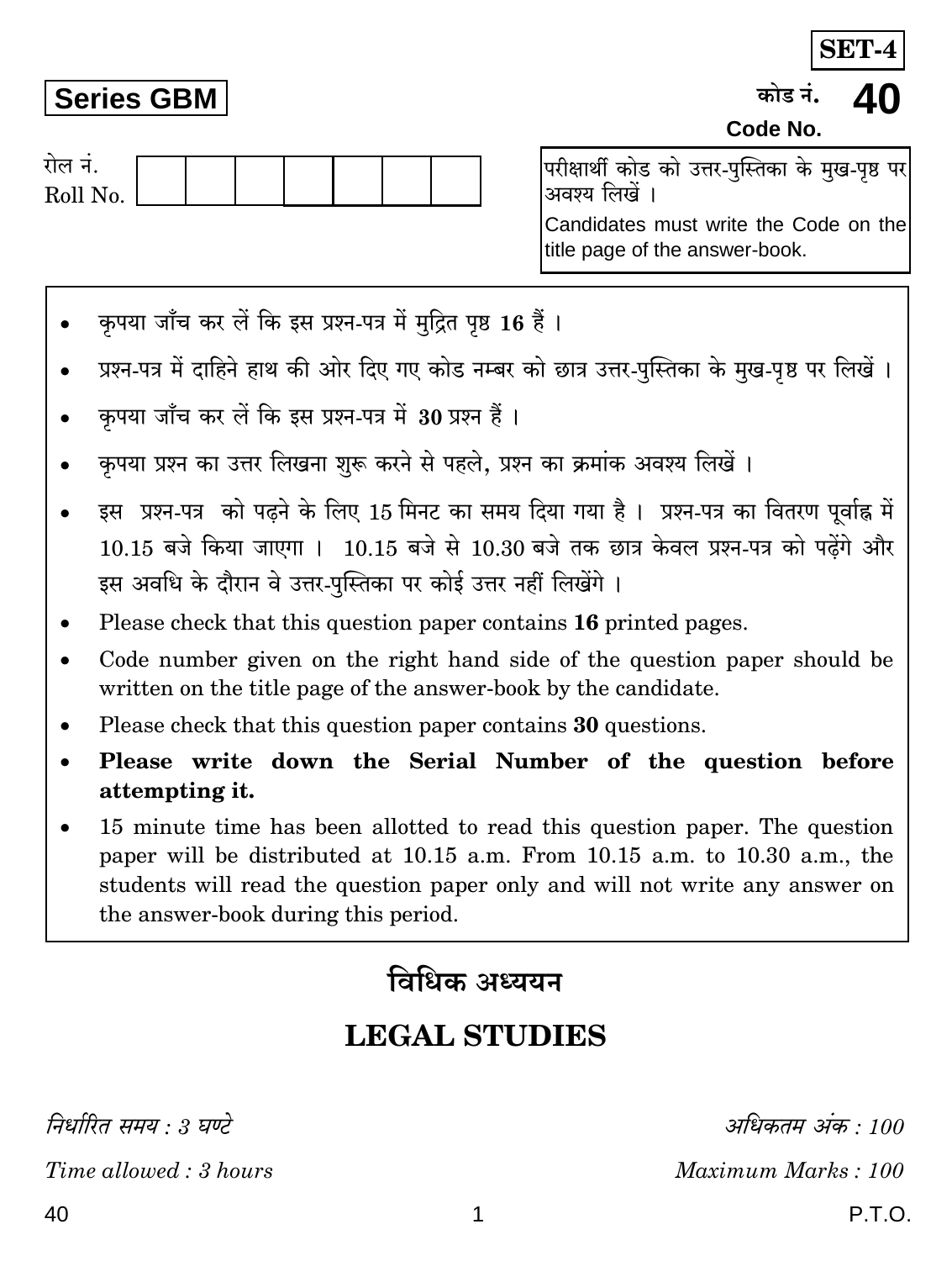**SET-4**

**Series GBM**

कोड नं. **40**

**Code No.**

रोल नं.
Roll No. | | | | | | | |

परीक्षार्थी कोड को उत्तर-पुस्तिका के मुख-पृष्ठ पर अवश्य लिखें ।

Candidates must write the Code on the title page of the answer-book.

- कृपया जाँच कर लें कि इस प्रश्न-पत्र में मुद्रित पृष्ठ **16** हैं ।
- प्रश्न-पत्र में दाहिने हाथ की ओर दिए गए कोड नम्बर को छात्र उत्तर-पुस्तिका के मुख-पृष्ठ पर लिखें ।
- कृपया जाँच कर लें कि इस प्रश्न-पत्र में **30** प्रश्न हैं ।
- कृपया प्रश्न का उत्तर लिखना शुरू करने से पहले, प्रश्न का क्रमांक अवश्य लिखें ।
- इस प्रश्न-पत्र को पढ़ने के लिए 15 मिनट का समय दिया गया है । प्रश्न-पत्र का वितरण पूर्वाह्न में 10.15 बजे किया जाएगा । 10.15 बजे से 10.30 बजे तक छात्र केवल प्रश्न-पत्र को पढ़ेंगे और इस अवधि के दौरान वे उत्तर-पुस्तिका पर कोई उत्तर नहीं लिखेंगे ।
- Please check that this question paper contains **16** printed pages.
- Code number given on the right hand side of the question paper should be written on the title page of the answer-book by the candidate.
- Please check that this question paper contains **30** questions.
- **Please write down the Serial Number of the question before attempting it.**
- 15 minute time has been allotted to read this question paper. The question paper will be distributed at 10.15 a.m. From 10.15 a.m. to 10.30 a.m., the students will read the question paper only and will not write any answer on the answer-book during this period.

# विधिक अध्ययन

# LEGAL STUDIES

*निर्धारित समय : 3 घण्टे* | *अधिकतम अंक : 100*

*Time allowed : 3 hours* | *Maximum Marks : 100*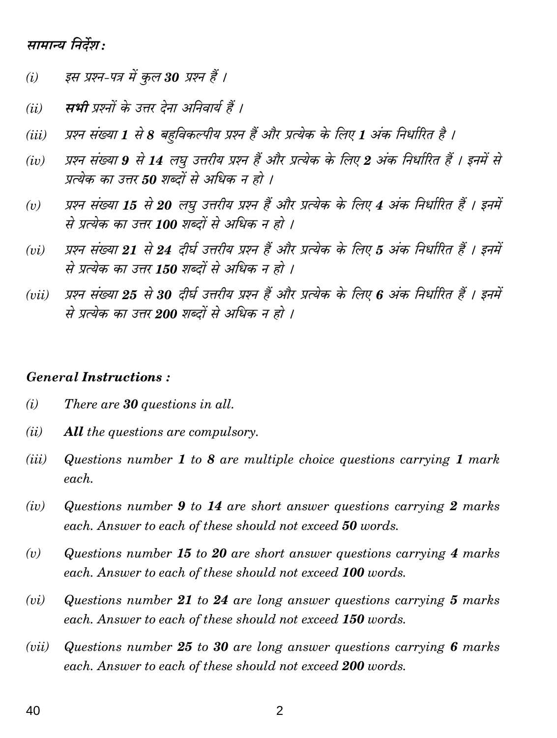### सामान्य निर्देश :

*(i)* इस प्रश्न-पत्र में कुल **30** प्रश्न हैं ।

*(ii)* **सभी** प्रश्नों के उत्तर देना अनिवार्य हैं ।

*(iii)* प्रश्न संख्या **1** से **8** बहुविकल्पीय प्रश्न हैं और प्रत्येक के लिए **1** अंक निर्धारित है ।

*(iv)* प्रश्न संख्या **9** से **14** लघु उत्तरीय प्रश्न हैं और प्रत्येक के लिए **2** अंक निर्धारित हैं । इनमें से प्रत्येक का उत्तर **50** शब्दों से अधिक न हो ।

*(v)* प्रश्न संख्या **15** से **20** लघु उत्तरीय प्रश्न हैं और प्रत्येक के लिए **4** अंक निर्धारित हैं । इनमें से प्रत्येक का उत्तर **100** शब्दों से अधिक न हो ।

*(vi)* प्रश्न संख्या **21** से **24** दीर्घ उत्तरीय प्रश्न हैं और प्रत्येक के लिए **5** अंक निर्धारित हैं । इनमें से प्रत्येक का उत्तर **150** शब्दों से अधिक न हो ।

*(vii)* प्रश्न संख्या **25** से **30** दीर्घ उत्तरीय प्रश्न हैं और प्रत्येक के लिए **6** अंक निर्धारित हैं । इनमें से प्रत्येक का उत्तर **200** शब्दों से अधिक न हो ।

### General Instructions :

*(i)* There are **30** questions in all.

*(ii)* **All** the questions are compulsory.

*(iii)* Questions number **1** to **8** are multiple choice questions carrying **1** mark each.

*(iv)* Questions number **9** to **14** are short answer questions carrying **2** marks each. Answer to each of these should not exceed **50** words.

*(v)* Questions number **15** to **20** are short answer questions carrying **4** marks each. Answer to each of these should not exceed **100** words.

*(vi)* Questions number **21** to **24** are long answer questions carrying **5** marks each. Answer to each of these should not exceed **150** words.

*(vii)* Questions number **25** to **30** are long answer questions carrying **6** marks each. Answer to each of these should not exceed **200** words.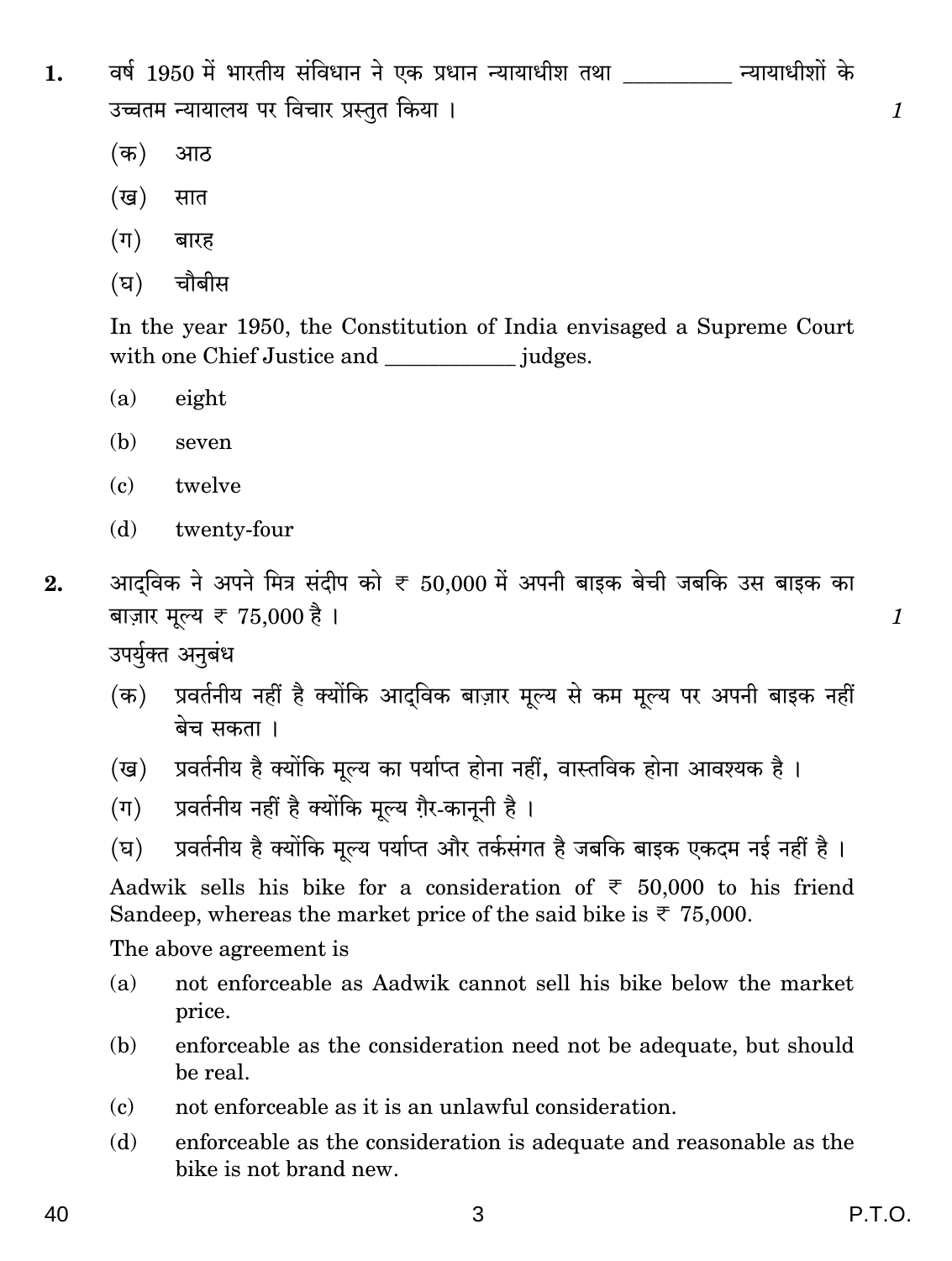1. वर्ष 1950 में भारतीय संविधान ने एक प्रधान न्यायाधीश तथा _________ न्यायाधीशों के उच्चतम न्यायालय पर विचार प्रस्तुत किया । *1*

   (क) आठ

   (ख) सात

   (ग) बारह

   (घ) चौबीस

   In the year 1950, the Constitution of India envisaged a Supreme Court with one Chief Justice and ___________ judges.

   (a) eight

   (b) seven

   (c) twelve

   (d) twenty-four

2. आद्विक ने अपने मित्र संदीप को ₹ 50,000 में अपनी बाइक बेची जबकि उस बाइक का बाज़ार मूल्य ₹ 75,000 है । *1*

   उपर्युक्त अनुबंध

   (क) प्रवर्तनीय नहीं है क्योंकि आद्विक बाज़ार मूल्य से कम मूल्य पर अपनी बाइक नहीं बेच सकता ।

   (ख) प्रवर्तनीय है क्योंकि मूल्य का पर्याप्त होना नहीं, वास्तविक होना आवश्यक है ।

   (ग) प्रवर्तनीय नहीं है क्योंकि मूल्य ग़ैर-कानूनी है ।

   (घ) प्रवर्तनीय है क्योंकि मूल्य पर्याप्त और तर्कसंगत है जबकि बाइक एकदम नई नहीं है ।

   Aadwik sells his bike for a consideration of ₹ 50,000 to his friend Sandeep, whereas the market price of the said bike is ₹ 75,000.

   The above agreement is

   (a) not enforceable as Aadwik cannot sell his bike below the market price.

   (b) enforceable as the consideration need not be adequate, but should be real.

   (c) not enforceable as it is an unlawful consideration.

   (d) enforceable as the consideration is adequate and reasonable as the bike is not brand new.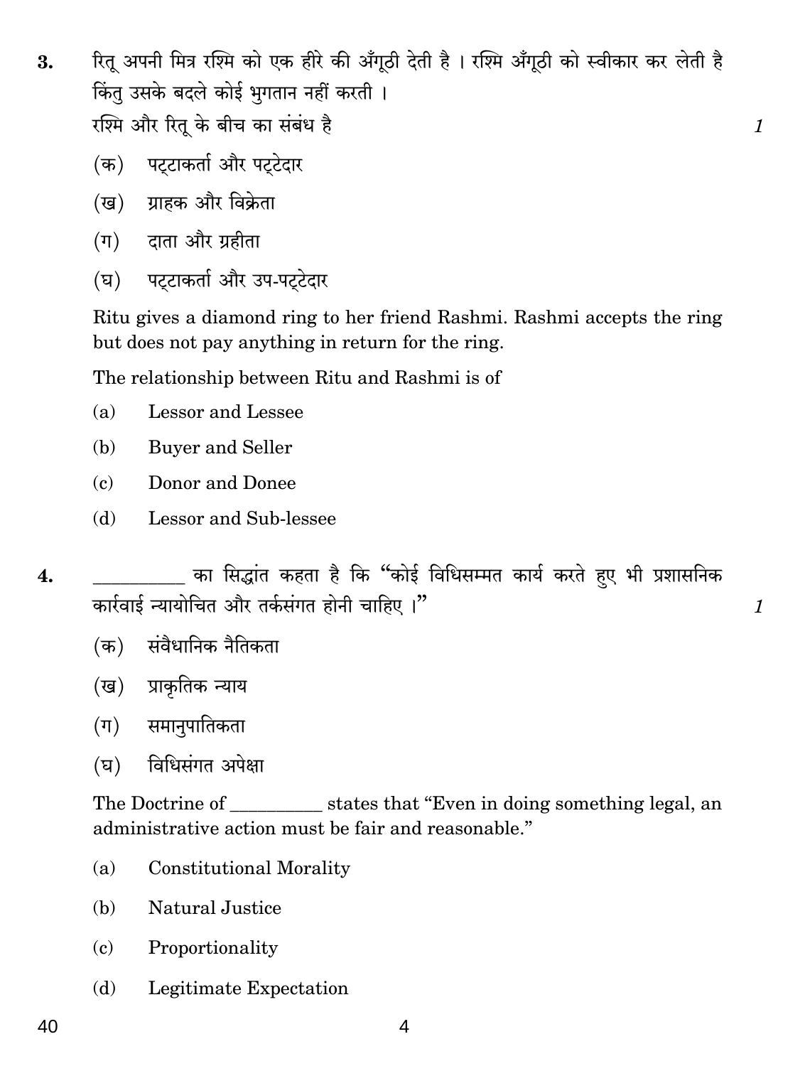3. रितू अपनी मित्र रश्मि को एक हीरे की अँगूठी देती है । रश्मि अँगूठी को स्वीकार कर लेती है किंतु उसके बदले कोई भुगतान नहीं करती ।
रश्मि और रितू के बीच का संबंध है *1*

(क) पट्टाकर्ता और पट्टेदार

(ख) ग्राहक और विक्रेता

(ग) दाता और ग्रहीता

(घ) पट्टाकर्ता और उप-पट्टेदार

Ritu gives a diamond ring to her friend Rashmi. Rashmi accepts the ring but does not pay anything in return for the ring.

The relationship between Ritu and Rashmi is of

(a) Lessor and Lessee

(b) Buyer and Seller

(c) Donor and Donee

(d) Lessor and Sub-lessee

4. __________ का सिद्धांत कहता है कि "कोई विधिसम्मत कार्य करते हुए भी प्रशासनिक कार्रवाई न्यायोचित और तर्कसंगत होनी चाहिए ।" *1*

(क) संवैधानिक नैतिकता

(ख) प्राकृतिक न्याय

(ग) समानुपातिकता

(घ) विधिसंगत अपेक्षा

The Doctrine of __________ states that "Even in doing something legal, an administrative action must be fair and reasonable."

(a) Constitutional Morality

(b) Natural Justice

(c) Proportionality

(d) Legitimate Expectation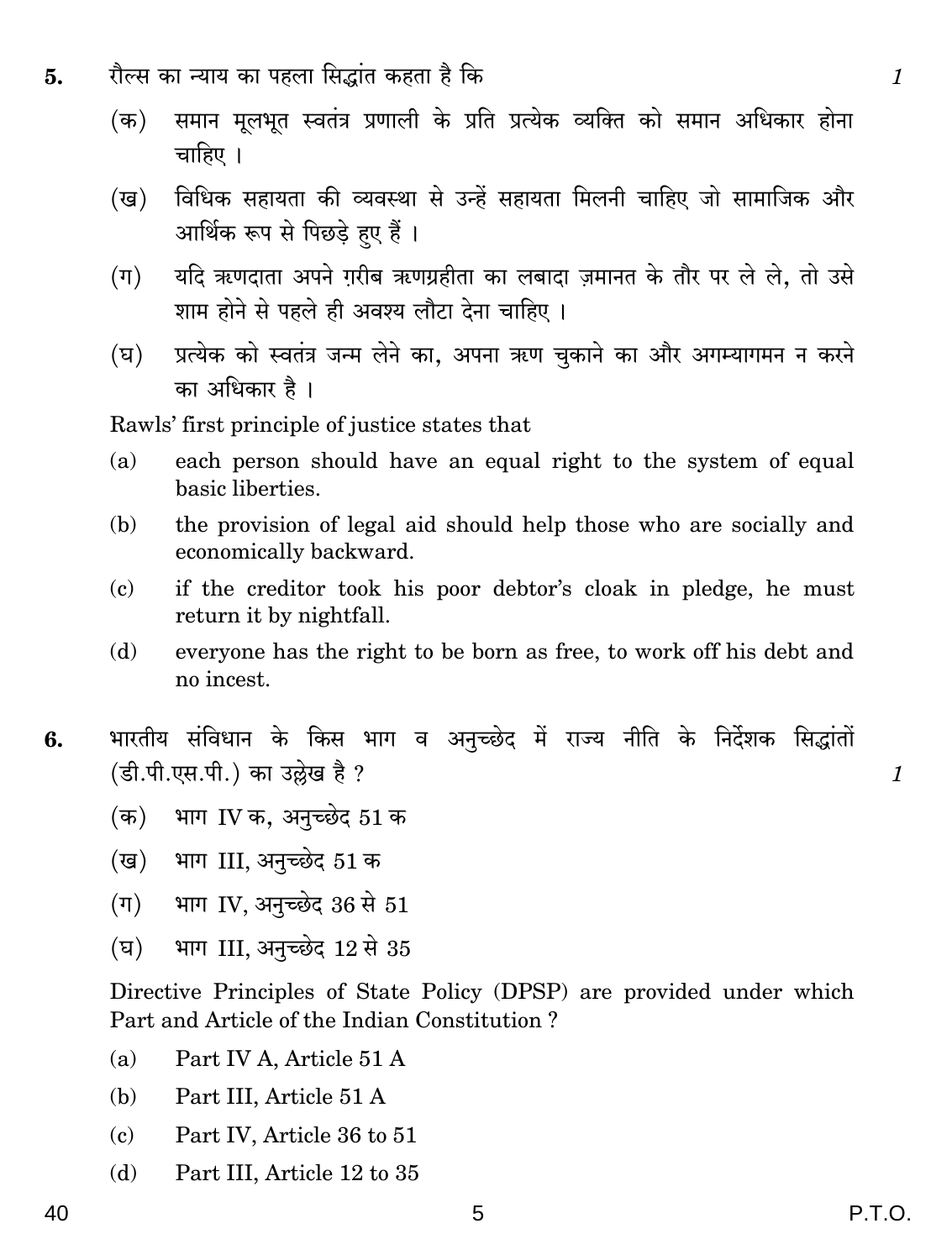5. रौल्स का न्याय का पहला सिद्धांत कहता है कि 1

(क) समान मूलभूत स्वतंत्र प्रणाली के प्रति प्रत्येक व्यक्ति को समान अधिकार होना चाहिए ।

(ख) विधिक सहायता की व्यवस्था से उन्हें सहायता मिलनी चाहिए जो सामाजिक और आर्थिक रूप से पिछड़े हुए हैं ।

(ग) यदि ऋणदाता अपने ग़रीब ऋणग्रहीता का लबादा ज़मानत के तौर पर ले ले, तो उसे शाम होने से पहले ही अवश्य लौटा देना चाहिए ।

(घ) प्रत्येक को स्वतंत्र जन्म लेने का, अपना ऋण चुकाने का और अगम्यागमन न करने का अधिकार है ।

Rawls' first principle of justice states that

(a) each person should have an equal right to the system of equal basic liberties.

(b) the provision of legal aid should help those who are socially and economically backward.

(c) if the creditor took his poor debtor's cloak in pledge, he must return it by nightfall.

(d) everyone has the right to be born as free, to work off his debt and no incest.

6. भारतीय संविधान के किस भाग व अनुच्छेद में राज्य नीति के निर्देशक सिद्धांतों (डी.पी.एस.पी.) का उल्लेख है ? 1

(क) भाग IV क, अनुच्छेद 51 क

(ख) भाग III, अनुच्छेद 51 क

(ग) भाग IV, अनुच्छेद 36 से 51

(घ) भाग III, अनुच्छेद 12 से 35

Directive Principles of State Policy (DPSP) are provided under which Part and Article of the Indian Constitution ?

(a) Part IV A, Article 51 A

(b) Part III, Article 51 A

(c) Part IV, Article 36 to 51

(d) Part III, Article 12 to 35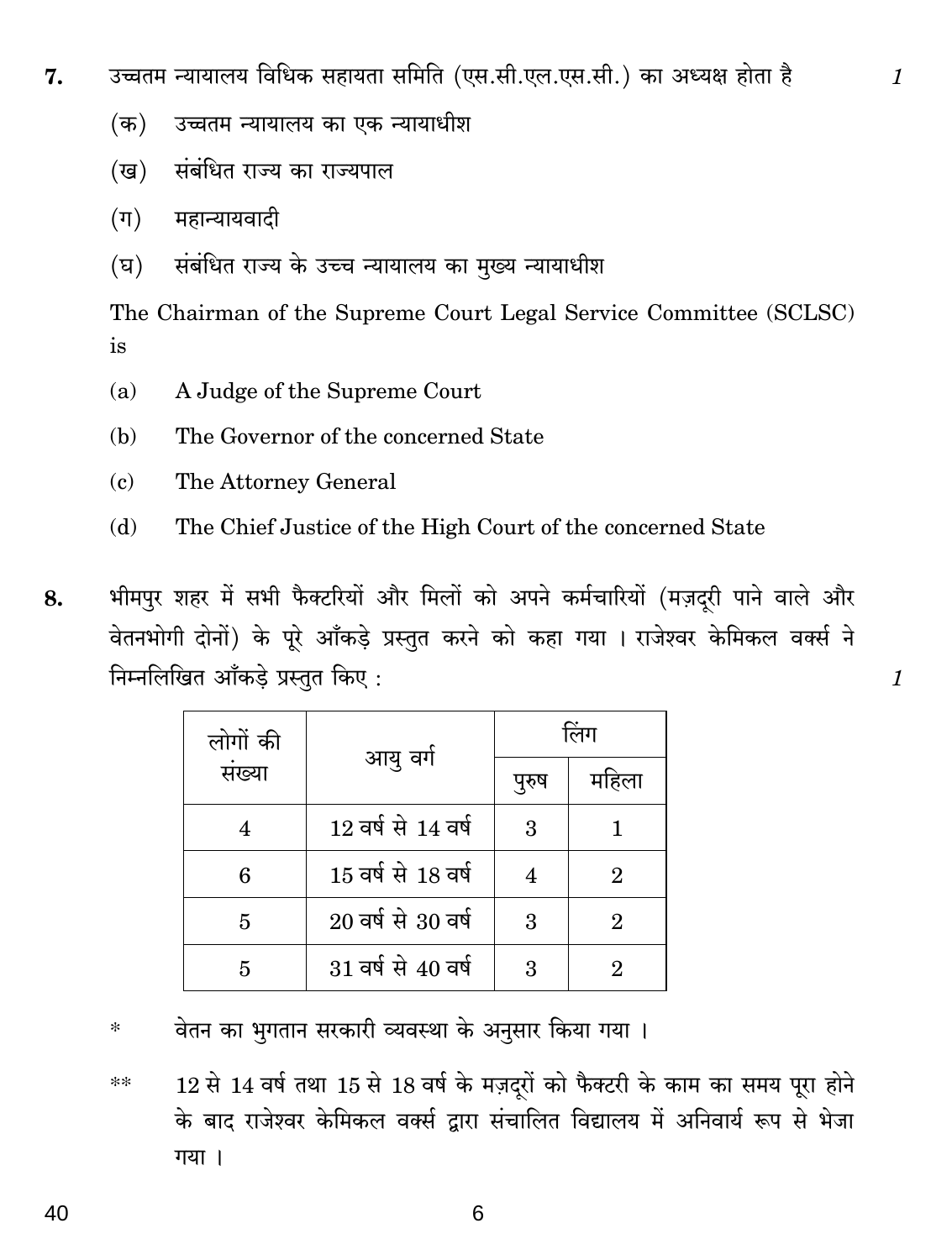7. उच्चतम न्यायालय विधिक सहायता समिति (एस.सी.एल.एस.सी.) का अध्यक्ष होता है *1*

(क) उच्चतम न्यायालय का एक न्यायाधीश

(ख) संबंधित राज्य का राज्यपाल

(ग) महान्यायवादी

(घ) संबंधित राज्य के उच्च न्यायालय का मुख्य न्यायाधीश

The Chairman of the Supreme Court Legal Service Committee (SCLSC) is

(a) A Judge of the Supreme Court

(b) The Governor of the concerned State

(c) The Attorney General

(d) The Chief Justice of the High Court of the concerned State

8. भीमपुर शहर में सभी फैक्टरियों और मिलों को अपने कर्मचारियों (मज़दूरी पाने वाले और वेतनभोगी दोनों) के पूरे आँकड़े प्रस्तुत करने को कहा गया । राजेश्वर केमिकल वर्क्स ने निम्नलिखित आँकड़े प्रस्तुत किए : *1*

| लोगों की संख्या | आयु वर्ग | लिंग | |
|---|---|---|---|
| | | पुरुष | महिला |
| 4 | 12 वर्ष से 14 वर्ष | 3 | 1 |
| 6 | 15 वर्ष से 18 वर्ष | 4 | 2 |
| 5 | 20 वर्ष से 30 वर्ष | 3 | 2 |
| 5 | 31 वर्ष से 40 वर्ष | 3 | 2 |

\* वेतन का भुगतान सरकारी व्यवस्था के अनुसार किया गया ।

\*\* 12 से 14 वर्ष तथा 15 से 18 वर्ष के मज़दूरों को फैक्टरी के काम का समय पूरा होने के बाद राजेश्वर केमिकल वर्क्स द्वारा संचालित विद्यालय में अनिवार्य रूप से भेजा गया ।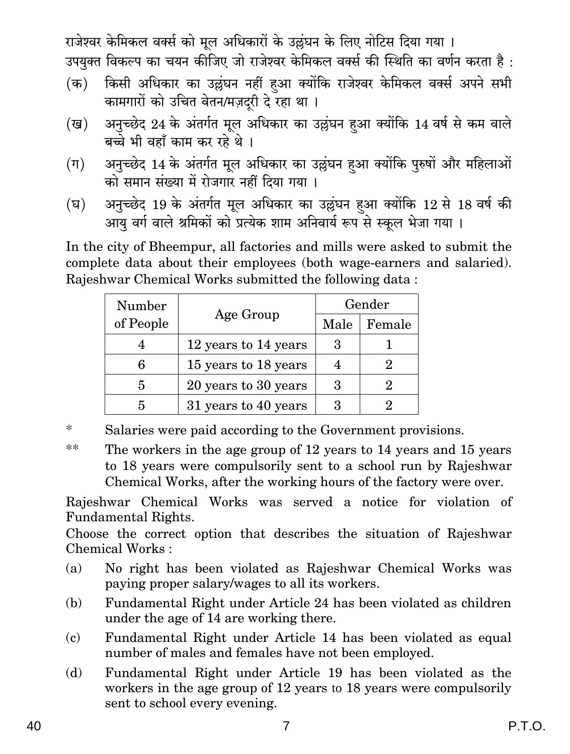राजेश्वर केमिकल वर्क्स को मूल अधिकारों के उल्लंघन के लिए नोटिस दिया गया ।

उपयुक्त विकल्प का चयन कीजिए जो राजेश्वर केमिकल वर्क्स की स्थिति का वर्णन करता है :

(क) किसी अधिकार का उल्लंघन नहीं हुआ क्योंकि राजेश्वर केमिकल वर्क्स अपने सभी कामगारों को उचित वेतन/मज़दूरी दे रहा था ।

(ख) अनुच्छेद 24 के अंतर्गत मूल अधिकार का उल्लंघन हुआ क्योंकि 14 वर्ष से कम वाले बच्चे भी वहाँ काम कर रहे थे ।

(ग) अनुच्छेद 14 के अंतर्गत मूल अधिकार का उल्लंघन हुआ क्योंकि पुरुषों और महिलाओं को समान संख्या में रोजगार नहीं दिया गया ।

(घ) अनुच्छेद 19 के अंतर्गत मूल अधिकार का उल्लंघन हुआ क्योंकि 12 से 18 वर्ष की आयु वर्ग वाले श्रमिकों को प्रत्येक शाम अनिवार्य रूप से स्कूल भेजा गया ।

In the city of Bheempur, all factories and mills were asked to submit the complete data about their employees (both wage-earners and salaried). Rajeshwar Chemical Works submitted the following data :

| Number of People | Age Group | Gender | |
|---|---|---|---|
| | | Male | Female |
| 4 | 12 years to 14 years | 3 | 1 |
| 6 | 15 years to 18 years | 4 | 2 |
| 5 | 20 years to 30 years | 3 | 2 |
| 5 | 31 years to 40 years | 3 | 2 |

\* Salaries were paid according to the Government provisions.

\*\* The workers in the age group of 12 years to 14 years and 15 years to 18 years were compulsorily sent to a school run by Rajeshwar Chemical Works, after the working hours of the factory were over.

Rajeshwar Chemical Works was served a notice for violation of Fundamental Rights.

Choose the correct option that describes the situation of Rajeshwar Chemical Works :

(a) No right has been violated as Rajeshwar Chemical Works was paying proper salary/wages to all its workers.

(b) Fundamental Right under Article 24 has been violated as children under the age of 14 are working there.

(c) Fundamental Right under Article 14 has been violated as equal number of males and females have not been employed.

(d) Fundamental Right under Article 19 has been violated as the workers in the age group of 12 years to 18 years were compulsorily sent to school every evening.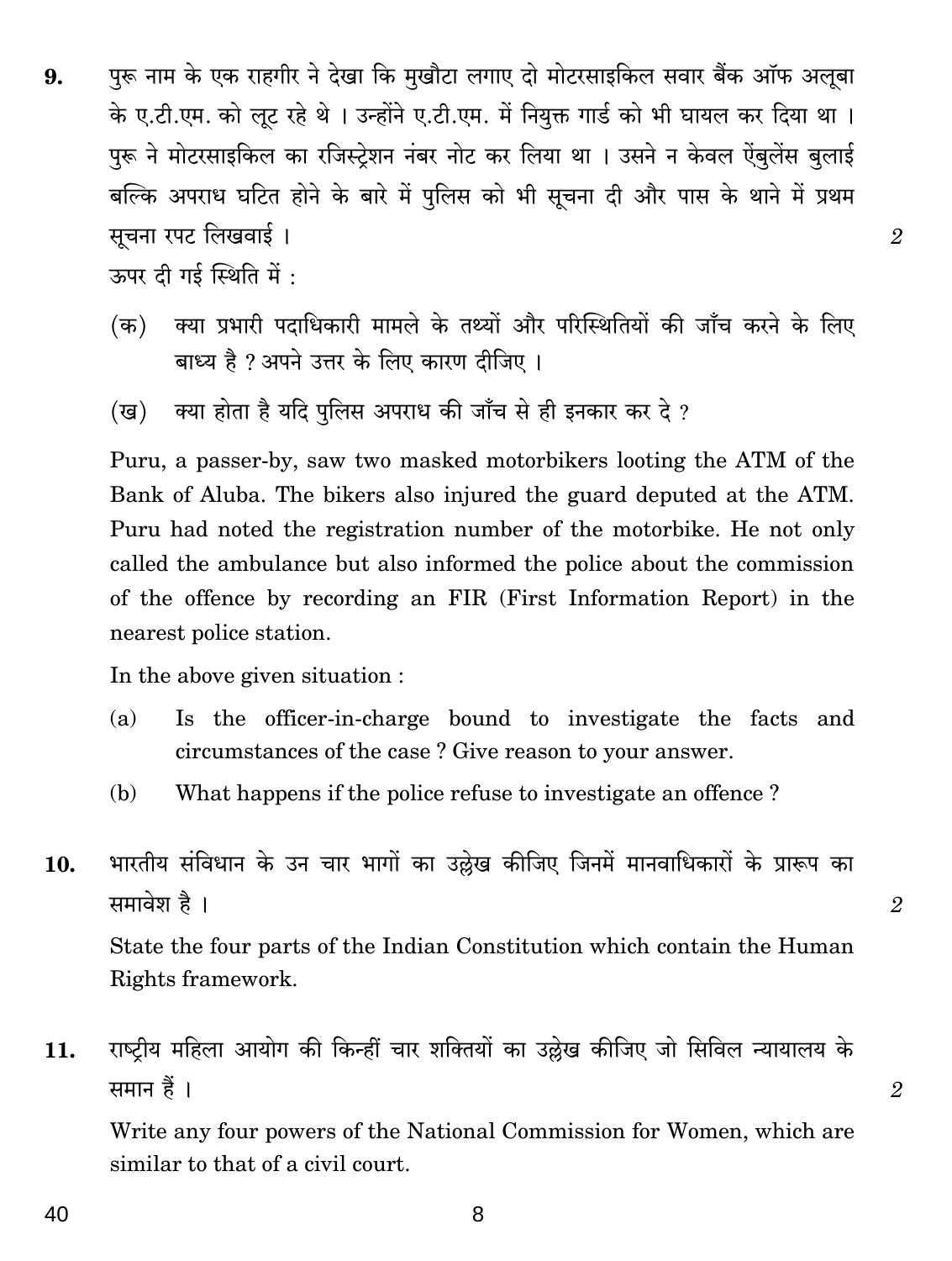9. पुरू नाम के एक राहगीर ने देखा कि मुखौटा लगाए दो मोटरसाइकिल सवार बैंक ऑफ अलूबा के ए.टी.एम. को लूट रहे थे । उन्होंने ए.टी.एम. में नियुक्त गार्ड को भी घायल कर दिया था । पुरू ने मोटरसाइकिल का रजिस्ट्रेशन नंबर नोट कर लिया था । उसने न केवल ऐंबुलेंस बुलाई बल्कि अपराध घटित होने के बारे में पुलिस को भी सूचना दी और पास के थाने में प्रथम सूचना रपट लिखवाई । 2

ऊपर दी गई स्थिति में :

(क) क्या प्रभारी पदाधिकारी मामले के तथ्यों और परिस्थितियों की जाँच करने के लिए बाध्य है ? अपने उत्तर के लिए कारण दीजिए ।

(ख) क्या होता है यदि पुलिस अपराध की जाँच से ही इनकार कर दे ?

Puru, a passer-by, saw two masked motorbikers looting the ATM of the Bank of Aluba. The bikers also injured the guard deputed at the ATM. Puru had noted the registration number of the motorbike. He not only called the ambulance but also informed the police about the commission of the offence by recording an FIR (First Information Report) in the nearest police station.

In the above given situation :

(a) Is the officer-in-charge bound to investigate the facts and circumstances of the case ? Give reason to your answer.

(b) What happens if the police refuse to investigate an offence ?

10. भारतीय संविधान के उन चार भागों का उल्लेख कीजिए जिनमें मानवाधिकारों के प्रारूप का समावेश है । 2

State the four parts of the Indian Constitution which contain the Human Rights framework.

11. राष्ट्रीय महिला आयोग की किन्हीं चार शक्तियों का उल्लेख कीजिए जो सिविल न्यायालय के समान हैं । 2

Write any four powers of the National Commission for Women, which are similar to that of a civil court.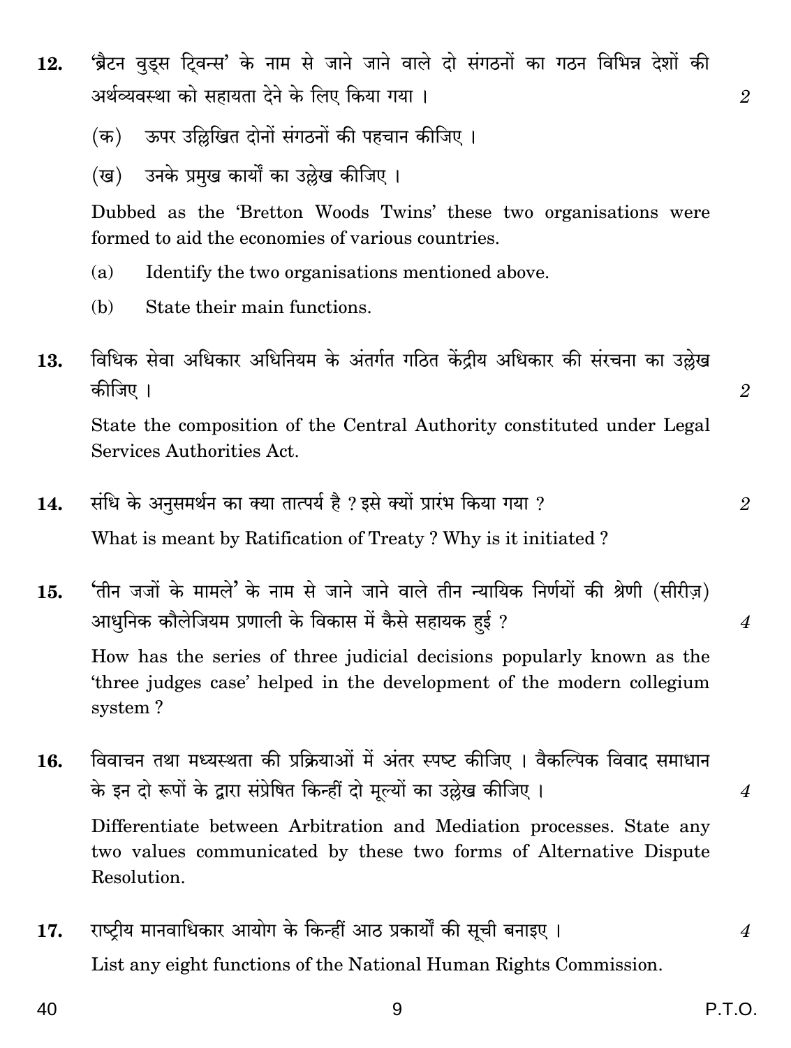12. 'ब्रैटन वुड्स ट्विन्स' के नाम से जाने जाने वाले दो संगठनों का गठन विभिन्न देशों की अर्थव्यवस्था को सहायता देने के लिए किया गया । 2

(क) ऊपर उल्लिखित दोनों संगठनों की पहचान कीजिए ।

(ख) उनके प्रमुख कार्यों का उल्लेख कीजिए ।

Dubbed as the 'Bretton Woods Twins' these two organisations were formed to aid the economies of various countries.

(a) Identify the two organisations mentioned above.

(b) State their main functions.

13. विधिक सेवा अधिकार अधिनियम के अंतर्गत गठित केंद्रीय अधिकार की संरचना का उल्लेख कीजिए । 2

State the composition of the Central Authority constituted under Legal Services Authorities Act.

14. संधि के अनुसमर्थन का क्या तात्पर्य है ? इसे क्यों प्रारंभ किया गया ? 2

What is meant by Ratification of Treaty ? Why is it initiated ?

15. 'तीन जजों के मामले' के नाम से जाने जाने वाले तीन न्यायिक निर्णयों की श्रेणी (सीरीज़) आधुनिक कौलेजियम प्रणाली के विकास में कैसे सहायक हुई ? 4

How has the series of three judicial decisions popularly known as the 'three judges case' helped in the development of the modern collegium system ?

16. विवाचन तथा मध्यस्थता की प्रक्रियाओं में अंतर स्पष्ट कीजिए । वैकल्पिक विवाद समाधान के इन दो रूपों के द्वारा संप्रेषित किन्हीं दो मूल्यों का उल्लेख कीजिए । 4

Differentiate between Arbitration and Mediation processes. State any two values communicated by these two forms of Alternative Dispute Resolution.

17. राष्ट्रीय मानवाधिकार आयोग के किन्हीं आठ प्रकार्यों की सूची बनाइए । 4

List any eight functions of the National Human Rights Commission.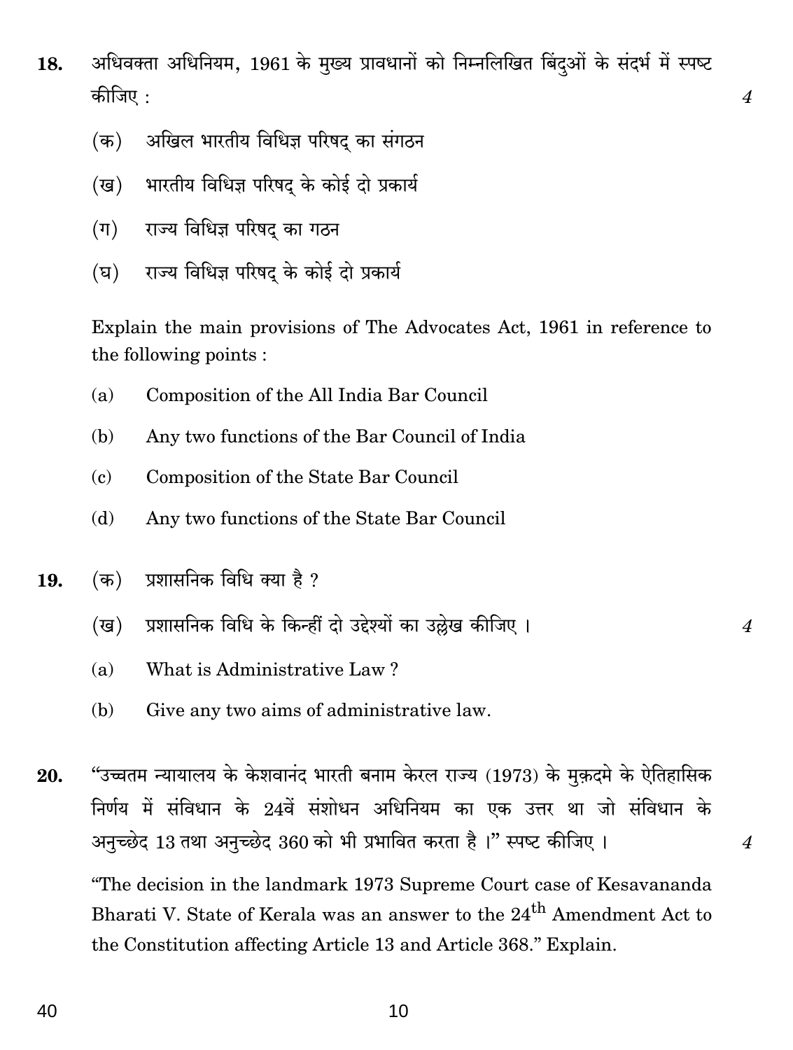**18.** अधिवक्ता अधिनियम, 1961 के मुख्य प्रावधानों को निम्नलिखित बिंदुओं के संदर्भ में स्पष्ट कीजिए : *4*

(क) अखिल भारतीय विधिज्ञ परिषद् का संगठन

(ख) भारतीय विधिज्ञ परिषद् के कोई दो प्रकार्य

(ग) राज्य विधिज्ञ परिषद् का गठन

(घ) राज्य विधिज्ञ परिषद् के कोई दो प्रकार्य

Explain the main provisions of The Advocates Act, 1961 in reference to the following points :

(a) Composition of the All India Bar Council

(b) Any two functions of the Bar Council of India

(c) Composition of the State Bar Council

(d) Any two functions of the State Bar Council

**19.** (क) प्रशासनिक विधि क्या है ?

(ख) प्रशासनिक विधि के किन्हीं दो उद्देश्यों का उल्लेख कीजिए । *4*

(a) What is Administrative Law ?

(b) Give any two aims of administrative law.

**20.** "उच्चतम न्यायालय के केशवानंद भारती बनाम केरल राज्य (1973) के मुक़दमे के ऐतिहासिक निर्णय में संविधान के 24वें संशोधन अधिनियम का एक उत्तर था जो संविधान के अनुच्छेद 13 तथा अनुच्छेद 360 को भी प्रभावित करता है ।" स्पष्ट कीजिए । *4*

"The decision in the landmark 1973 Supreme Court case of Kesavananda Bharati V. State of Kerala was an answer to the 24th Amendment Act to the Constitution affecting Article 13 and Article 368." Explain.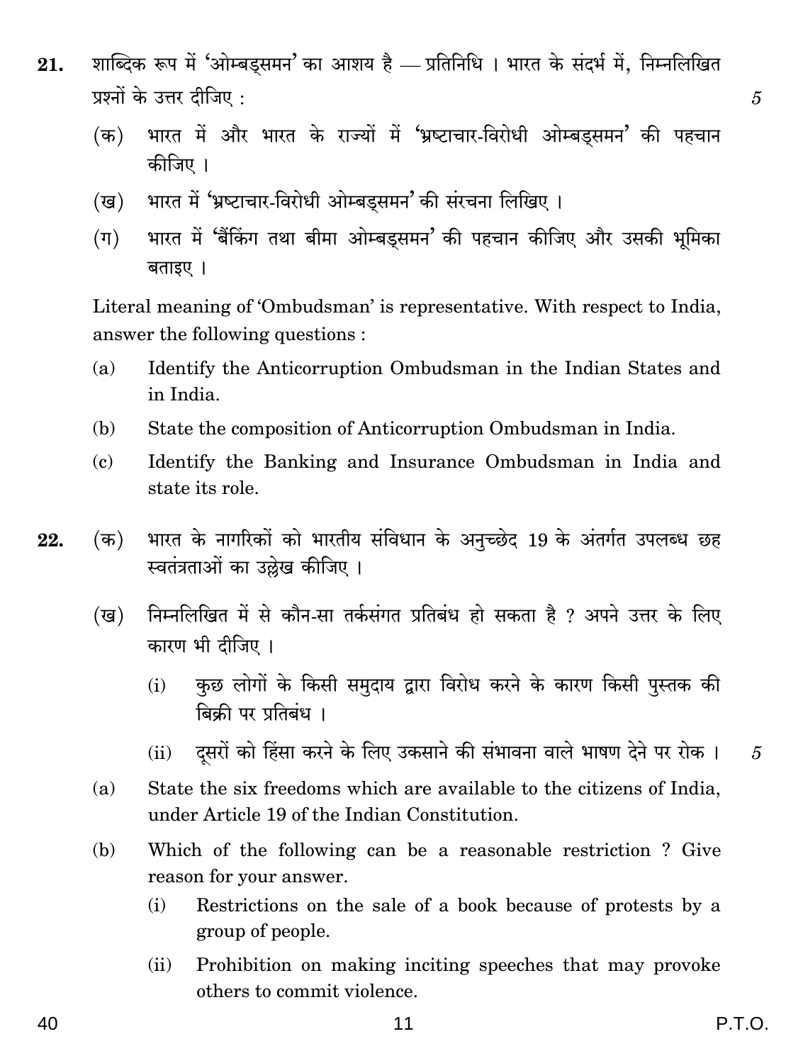**21.** शाब्दिक रूप में 'ओम्बड्समन' का आशय है — प्रतिनिधि । भारत के संदर्भ में, निम्नलिखित प्रश्नों के उत्तर दीजिए : 5

(क) भारत में और भारत के राज्यों में 'भ्रष्टाचार-विरोधी ओम्बड्समन' की पहचान कीजिए ।

(ख) भारत में 'भ्रष्टाचार-विरोधी ओम्बड्समन' की संरचना लिखिए ।

(ग) भारत में 'बैंकिंग तथा बीमा ओम्बड्समन' की पहचान कीजिए और उसकी भूमिका बताइए ।

Literal meaning of 'Ombudsman' is representative. With respect to India, answer the following questions :

(a) Identify the Anticorruption Ombudsman in the Indian States and in India.

(b) State the composition of Anticorruption Ombudsman in India.

(c) Identify the Banking and Insurance Ombudsman in India and state its role.

**22.** (क) भारत के नागरिकों को भारतीय संविधान के अनुच्छेद 19 के अंतर्गत उपलब्ध छह स्वतंत्रताओं का उल्लेख कीजिए ।

(ख) निम्नलिखित में से कौन-सा तर्कसंगत प्रतिबंध हो सकता है ? अपने उत्तर के लिए कारण भी दीजिए ।

(i) कुछ लोगों के किसी समुदाय द्वारा विरोध करने के कारण किसी पुस्तक की बिक्री पर प्रतिबंध ।

(ii) दूसरों को हिंसा करने के लिए उकसाने की संभावना वाले भाषण देने पर रोक । 5

(a) State the six freedoms which are available to the citizens of India, under Article 19 of the Indian Constitution.

(b) Which of the following can be a reasonable restriction ? Give reason for your answer.

(i) Restrictions on the sale of a book because of protests by a group of people.

(ii) Prohibition on making inciting speeches that may provoke others to commit violence.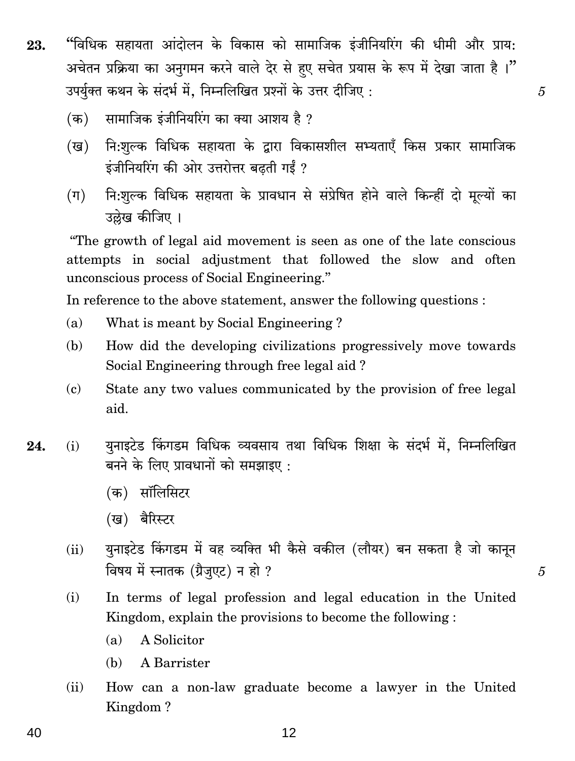23. "विधिक सहायता आंदोलन के विकास को सामाजिक इंजीनियरिंग की धीमी और प्राय: अचेतन प्रक्रिया का अनुगमन करने वाले देर से हुए सचेत प्रयास के रूप में देखा जाता है ।" उपर्युक्त कथन के संदर्भ में, निम्नलिखित प्रश्नों के उत्तर दीजिए : 5

(क) सामाजिक इंजीनियरिंग का क्या आशय है ?

(ख) नि:शुल्क विधिक सहायता के द्वारा विकासशील सभ्यताएँ किस प्रकार सामाजिक इंजीनियरिंग की ओर उत्तरोत्तर बढ़ती गईं ?

(ग) नि:शुल्क विधिक सहायता के प्रावधान से संप्रेषित होने वाले किन्हीं दो मूल्यों का उल्लेख कीजिए ।

"The growth of legal aid movement is seen as one of the late conscious attempts in social adjustment that followed the slow and often unconscious process of Social Engineering."

In reference to the above statement, answer the following questions :

(a) What is meant by Social Engineering ?

(b) How did the developing civilizations progressively move towards Social Engineering through free legal aid ?

(c) State any two values communicated by the provision of free legal aid.

24. (i) युनाइटेड किंगडम विधिक व्यवसाय तथा विधिक शिक्षा के संदर्भ में, निम्नलिखित बनने के लिए प्रावधानों को समझाइए :

(क) सॉलिसिटर

(ख) बैरिस्टर

(ii) युनाइटेड किंगडम में वह व्यक्ति भी कैसे वकील (लौयर) बन सकता है जो कानून विषय में स्नातक (ग्रैजुएट) न हो ? 5

(i) In terms of legal profession and legal education in the United Kingdom, explain the provisions to become the following :

(a) A Solicitor

(b) A Barrister

(ii) How can a non-law graduate become a lawyer in the United Kingdom ?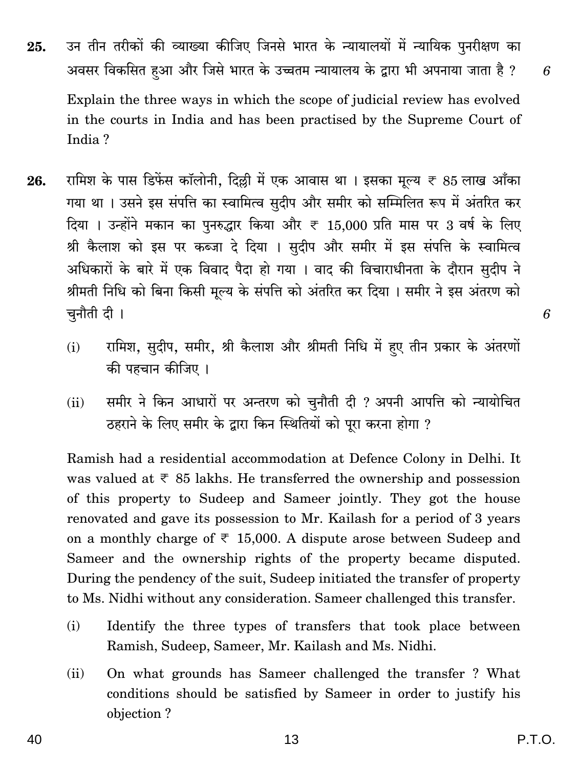25. उन तीन तरीकों की व्याख्या कीजिए जिनसे भारत के न्यायालयों में न्यायिक पुनरीक्षण का अवसर विकसित हुआ और जिसे भारत के उच्चतम न्यायालय के द्वारा भी अपनाया जाता है ? 6

Explain the three ways in which the scope of judicial review has evolved in the courts in India and has been practised by the Supreme Court of India ?

26. रामिश के पास डिफेंस कॉलोनी, दिल्ली में एक आवास था । इसका मूल्य ₹ 85 लाख आँका गया था । उसने इस संपत्ति का स्वामित्व सुदीप और समीर को सम्मिलित रूप में अंतरित कर दिया । उन्होंने मकान का पुनरुद्धार किया और ₹ 15,000 प्रति मास पर 3 वर्ष के लिए श्री कैलाश को इस पर कब्जा दे दिया । सुदीप और समीर में इस संपत्ति के स्वामित्व अधिकारों के बारे में एक विवाद पैदा हो गया । वाद की विचाराधीनता के दौरान सुदीप ने श्रीमती निधि को बिना किसी मूल्य के संपत्ति को अंतरित कर दिया । समीर ने इस अंतरण को चुनौती दी । 6

(i) रामिश, सुदीप, समीर, श्री कैलाश और श्रीमती निधि में हुए तीन प्रकार के अंतरणों की पहचान कीजिए ।

(ii) समीर ने किन आधारों पर अन्तरण को चुनौती दी ? अपनी आपत्ति को न्यायोचित ठहराने के लिए समीर के द्वारा किन स्थितियों को पूरा करना होगा ?

Ramish had a residential accommodation at Defence Colony in Delhi. It was valued at ₹ 85 lakhs. He transferred the ownership and possession of this property to Sudeep and Sameer jointly. They got the house renovated and gave its possession to Mr. Kailash for a period of 3 years on a monthly charge of ₹ 15,000. A dispute arose between Sudeep and Sameer and the ownership rights of the property became disputed. During the pendency of the suit, Sudeep initiated the transfer of property to Ms. Nidhi without any consideration. Sameer challenged this transfer.

(i) Identify the three types of transfers that took place between Ramish, Sudeep, Sameer, Mr. Kailash and Ms. Nidhi.

(ii) On what grounds has Sameer challenged the transfer ? What conditions should be satisfied by Sameer in order to justify his objection ?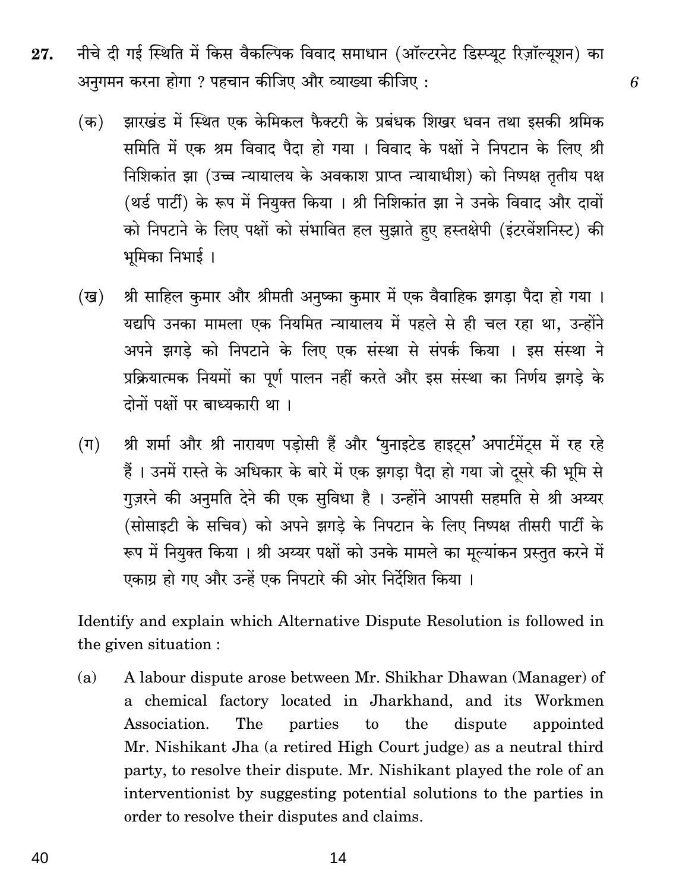**27.** नीचे दी गई स्थिति में किस वैकल्पिक विवाद समाधान (ऑल्टरनेट डिस्प्यूट रिज़ॉल्यूशन) का अनुगमन करना होगा ? पहचान कीजिए और व्याख्या कीजिए : *6*

(क) झारखंड में स्थित एक केमिकल फैक्टरी के प्रबंधक शिखर धवन तथा इसकी श्रमिक समिति में एक श्रम विवाद पैदा हो गया । विवाद के पक्षों ने निपटान के लिए श्री निशिकांत झा (उच्च न्यायालय के अवकाश प्राप्त न्यायाधीश) को निष्पक्ष तृतीय पक्ष (थर्ड पार्टी) के रूप में नियुक्त किया । श्री निशिकांत झा ने उनके विवाद और दावों को निपटाने के लिए पक्षों को संभावित हल सुझाते हुए हस्तक्षेपी (इंटरवेंशनिस्ट) की भूमिका निभाई ।

(ख) श्री साहिल कुमार और श्रीमती अनुष्का कुमार में एक वैवाहिक झगड़ा पैदा हो गया । यद्यपि उनका मामला एक नियमित न्यायालय में पहले से ही चल रहा था, उन्होंने अपने झगड़े को निपटाने के लिए एक संस्था से संपर्क किया । इस संस्था ने प्रक्रियात्मक नियमों का पूर्ण पालन नहीं करते और इस संस्था का निर्णय झगड़े के दोनों पक्षों पर बाध्यकारी था ।

(ग) श्री शर्मा और श्री नारायण पड़ोसी हैं और 'युनाइटेड हाइट्स' अपार्टमेंट्स में रह रहे हैं । उनमें रास्ते के अधिकार के बारे में एक झगड़ा पैदा हो गया जो दूसरे की भूमि से गुज़रने की अनुमति देने की एक सुविधा है । उन्होंने आपसी सहमति से श्री अय्यर (सोसाइटी के सचिव) को अपने झगड़े के निपटान के लिए निष्पक्ष तीसरी पार्टी के रूप में नियुक्त किया । श्री अय्यर पक्षों को उनके मामले का मूल्यांकन प्रस्तुत करने में एकाग्र हो गए और उन्हें एक निपटारे की ओर निर्देशित किया ।

Identify and explain which Alternative Dispute Resolution is followed in the given situation :

(a) A labour dispute arose between Mr. Shikhar Dhawan (Manager) of a chemical factory located in Jharkhand, and its Workmen Association. The parties to the dispute appointed Mr. Nishikant Jha (a retired High Court judge) as a neutral third party, to resolve their dispute. Mr. Nishikant played the role of an interventionist by suggesting potential solutions to the parties in order to resolve their disputes and claims.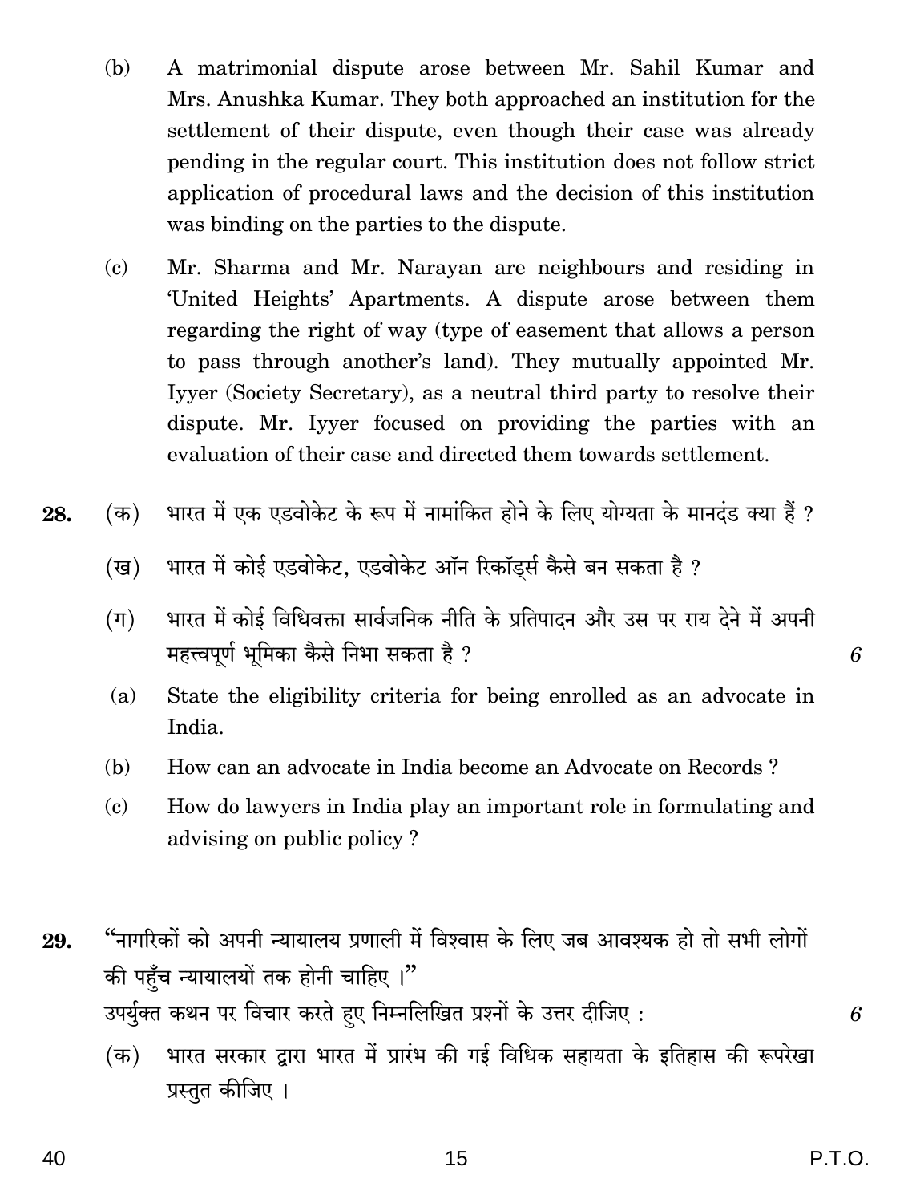(b) A matrimonial dispute arose between Mr. Sahil Kumar and Mrs. Anushka Kumar. They both approached an institution for the settlement of their dispute, even though their case was already pending in the regular court. This institution does not follow strict application of procedural laws and the decision of this institution was binding on the parties to the dispute.

(c) Mr. Sharma and Mr. Narayan are neighbours and residing in 'United Heights' Apartments. A dispute arose between them regarding the right of way (type of easement that allows a person to pass through another's land). They mutually appointed Mr. Iyyer (Society Secretary), as a neutral third party to resolve their dispute. Mr. Iyyer focused on providing the parties with an evaluation of their case and directed them towards settlement.

**28.** (क) भारत में एक एडवोकेट के रूप में नामांकित होने के लिए योग्यता के मानदंड क्या हैं ?

(ख) भारत में कोई एडवोकेट, एडवोकेट ऑन रिकॉर्ड्स कैसे बन सकता है ?

(ग) भारत में कोई विधिवक्ता सार्वजनिक नीति के प्रतिपादन और उस पर राय देने में अपनी महत्त्वपूर्ण भूमिका कैसे निभा सकता है ? *6*

(a) State the eligibility criteria for being enrolled as an advocate in India.

(b) How can an advocate in India become an Advocate on Records ?

(c) How do lawyers in India play an important role in formulating and advising on public policy ?

**29.** "नागरिकों को अपनी न्यायालय प्रणाली में विश्वास के लिए जब आवश्यक हो तो सभी लोगों की पहुँच न्यायालयों तक होनी चाहिए ।"
उपर्युक्त कथन पर विचार करते हुए निम्नलिखित प्रश्नों के उत्तर दीजिए : *6*

(क) भारत सरकार द्वारा भारत में प्रारंभ की गई विधिक सहायता के इतिहास की रूपरेखा प्रस्तुत कीजिए ।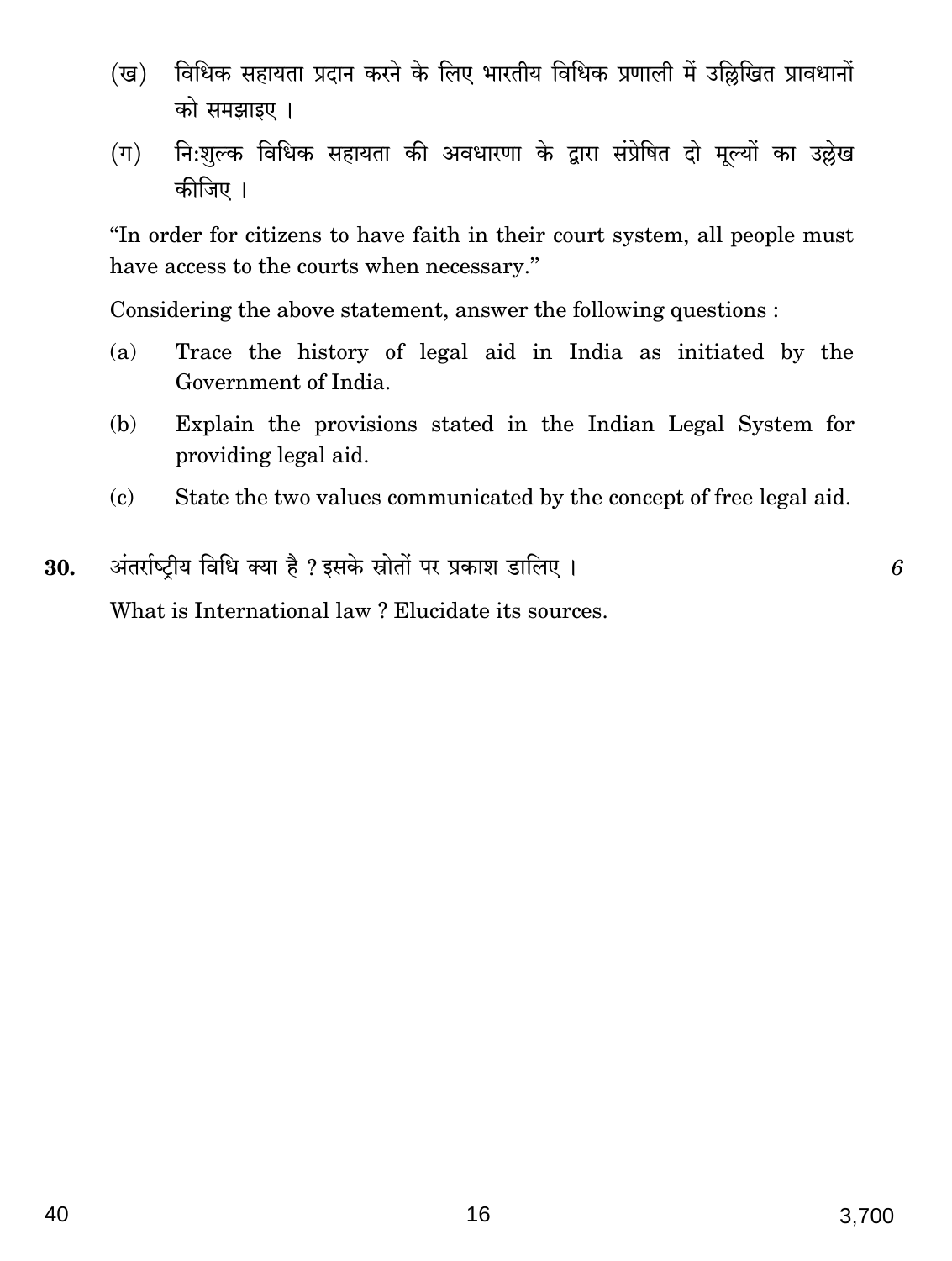(ख) विधिक सहायता प्रदान करने के लिए भारतीय विधिक प्रणाली में उल्लिखित प्रावधानों को समझाइए ।

(ग) नि:शुल्क विधिक सहायता की अवधारणा के द्वारा संप्रेषित दो मूल्यों का उल्लेख कीजिए ।

"In order for citizens to have faith in their court system, all people must have access to the courts when necessary."

Considering the above statement, answer the following questions :

(a) Trace the history of legal aid in India as initiated by the Government of India.

(b) Explain the provisions stated in the Indian Legal System for providing legal aid.

(c) State the two values communicated by the concept of free legal aid.

**30.** अंतर्राष्ट्रीय विधि क्या है ? इसके स्रोतों पर प्रकाश डालिए । *6*

What is International law ? Elucidate its sources.